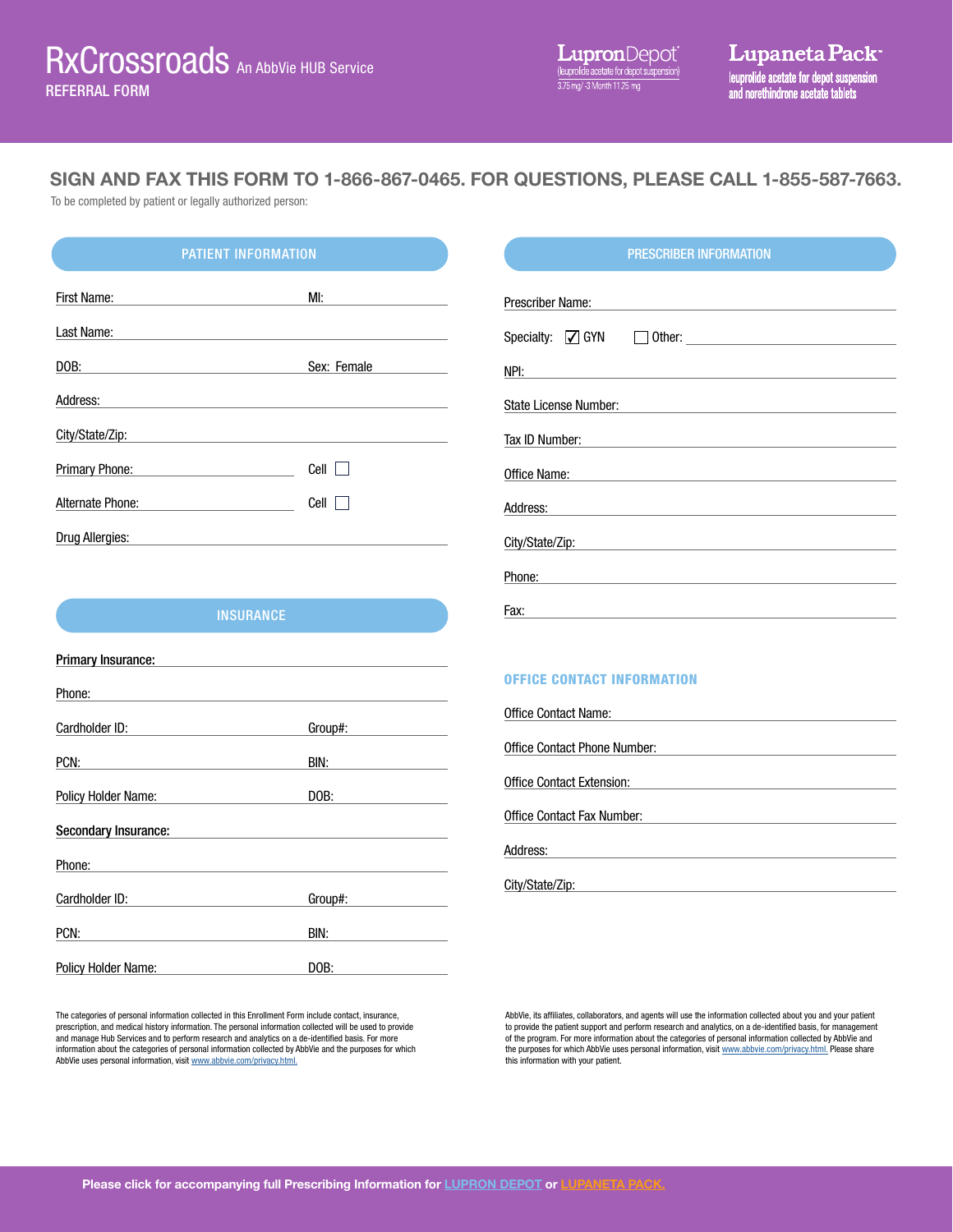# RxCrossroads An AbbVie HUB Service

REFERRAL FORM

LupronDepot®
(leuprolide acetate for depot suspension)
3.75 mg/ -3 Month 11.25 mg

Lupaneta Pack™
leuprolide acetate for depot suspension and norethindrone acetate tablets

## SIGN AND FAX THIS FORM TO 1-866-867-0465. FOR QUESTIONS, PLEASE CALL 1-855-587-7663.

To be completed by patient or legally authorized person:

### PATIENT INFORMATION

First Name: ________________ MI: ________

Last Name: ________________

DOB: ________________ Sex: Female

Address: ________________

City/State/Zip: ________________

Primary Phone: ________________ Cell ☐

Alternate Phone: ________________ Cell ☐

Drug Allergies: ________________

### INSURANCE

**Primary Insurance:** ________________

Phone: ________________

Cardholder ID: ________________ Group#: ________

PCN: ________________ BIN: ________

Policy Holder Name: ________________ DOB: ________

**Secondary Insurance:** ________________

Phone: ________________

Cardholder ID: ________________ Group#: ________

PCN: ________________ BIN: ________

Policy Holder Name: ________________ DOB: ________

The categories of personal information collected in this Enrollment Form include contact, insurance, prescription, and medical history information. The personal information collected will be used to provide and manage Hub Services and to perform research and analytics on a de-identified basis. For more information about the categories of personal information collected by AbbVie and the purposes for which AbbVie uses personal information, visit www.abbvie.com/privacy.html.

### PRESCRIBER INFORMATION

Prescriber Name: ________________

Specialty: ☑ GYN ☐ Other: ________________

NPI: ________________

State License Number: ________________

Tax ID Number: ________________

Office Name: ________________

Address: ________________

City/State/Zip: ________________

Phone: ________________

Fax: ________________

### OFFICE CONTACT INFORMATION

Office Contact Name: ________________

Office Contact Phone Number: ________________

Office Contact Extension: ________________

Office Contact Fax Number: ________________

Address: ________________

City/State/Zip: ________________

AbbVie, its affiliates, collaborators, and agents will use the information collected about you and your patient to provide the patient support and perform research and analytics, on a de-identified basis, for management of the program. For more information about the categories of personal information collected by AbbVie and the purposes for which AbbVie uses personal information, visit www.abbvie.com/privacy.html. Please share this information with your patient.

**Please click for accompanying full Prescribing Information for LUPRON DEPOT or LUPANETA PACK.**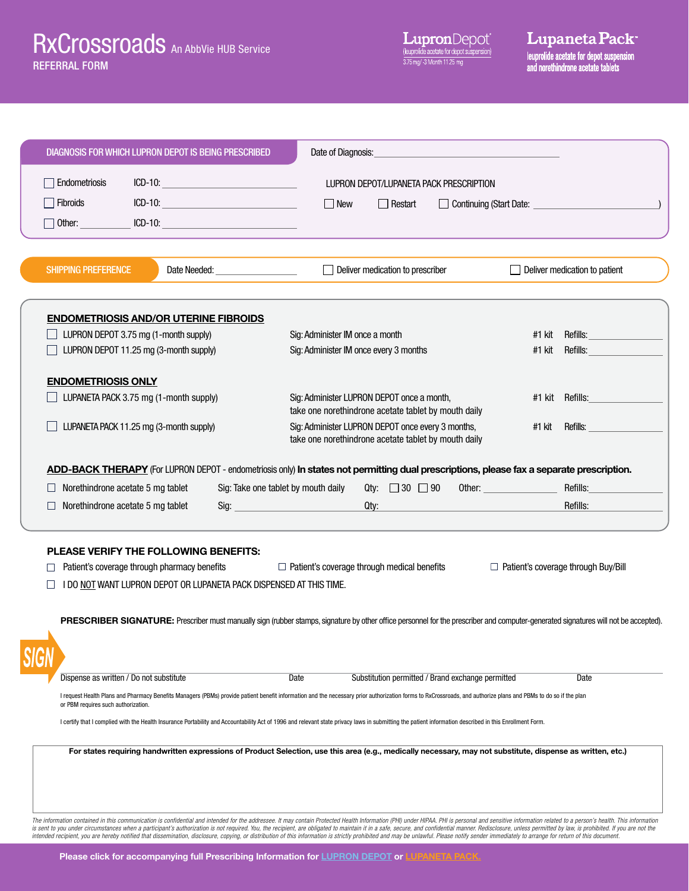# RxCrossroads An AbbVie HUB Service

REFERRAL FORM

Lupron Depot® (leuprolide acetate for depot suspension) 3.75 mg/ 3 Month 11.25 mg

Lupaneta Pack™ leuprolide acetate for depot suspension and norethindrone acetate tablets

**DIAGNOSIS FOR WHICH LUPRON DEPOT IS BEING PRESCRIBED**

Date of Diagnosis: ______________________

- ☐ Endometriosis ICD-10: ______________
- ☐ Fibroids ICD-10: ______________
- ☐ Other: ________ ICD-10: ______________

LUPRON DEPOT/LUPANETA PACK PRESCRIPTION

☐ New ☐ Restart ☐ Continuing (Start Date: ______________)

**SHIPPING PREFERENCE**

Date Needed: ____________ ☐ Deliver medication to prescriber ☐ Deliver medication to patient

**ENDOMETRIOSIS AND/OR UTERINE FIBROIDS**

| | | | |
|---|---|---|---|
| ☐ LUPRON DEPOT 3.75 mg (1-month supply) | Sig: Administer IM once a month | #1 kit | Refills: ________ |
| ☐ LUPRON DEPOT 11.25 mg (3-month supply) | Sig: Administer IM once every 3 months | #1 kit | Refills: ________ |

**ENDOMETRIOSIS ONLY**

| | | | |
|---|---|---|---|
| ☐ LUPANETA PACK 3.75 mg (1-month supply) | Sig: Administer LUPRON DEPOT once a month, take one norethindrone acetate tablet by mouth daily | #1 kit | Refills: ________ |
| ☐ LUPANETA PACK 11.25 mg (3-month supply) | Sig: Administer LUPRON DEPOT once every 3 months, take one norethindrone acetate tablet by mouth daily | #1 kit | Refills: ________ |

**ADD-BACK THERAPY** (For LUPRON DEPOT - endometriosis only) **In states not permitting dual prescriptions, please fax a separate prescription.**

- ☐ Norethindrone acetate 5 mg tablet Sig: Take one tablet by mouth daily Qty: ☐ 30 ☐ 90 Other: ________ Refills: ________
- ☐ Norethindrone acetate 5 mg tablet Sig: ________________ Qty: ________________ Refills: ________

**PLEASE VERIFY THE FOLLOWING BENEFITS:**

- ☐ Patient's coverage through pharmacy benefits
- ☐ Patient's coverage through medical benefits
- ☐ Patient's coverage through Buy/Bill
- ☐ I DO NOT WANT LUPRON DEPOT OR LUPANETA PACK DISPENSED AT THIS TIME.

**PRESCRIBER SIGNATURE:** Prescriber must manually sign (rubber stamps, signature by other office personnel for the prescriber and computer-generated signatures will not be accepted).

SIGN

Dispense as written / Do not substitute ____ Date ____ Substitution permitted / Brand exchange permitted ____ Date ____

I request Health Plans and Pharmacy Benefits Managers (PBMs) provide patient benefit information and the necessary prior authorization forms to RxCrossroads, and authorize plans and PBMs to do so if the plan or PBM requires such authorization.

I certify that I complied with the Health Insurance Portability and Accountability Act of 1996 and relevant state privacy laws in submitting the patient information described in this Enrollment Form.

**For states requiring handwritten expressions of Product Selection, use this area (e.g., medically necessary, may not substitute, dispense as written, etc.)**

*The information contained in this communication is confidential and intended for the addressee. It may contain Protected Health Information (PHI) under HIPAA. PHI is personal and sensitive information related to a person's health. This information is sent to you under circumstances when a participant's authorization is not required. You, the recipient, are obligated to maintain it in a safe, secure, and confidential manner. Redisclosure, unless permitted by law, is prohibited. If you are not the intended recipient, you are hereby notified that dissemination, disclosure, copying, or distribution of this information is strictly prohibited and may be unlawful. Please notify sender immediately to arrange for return of this document.*

**Please click for accompanying full Prescribing Information for LUPRON DEPOT or LUPANETA PACK.**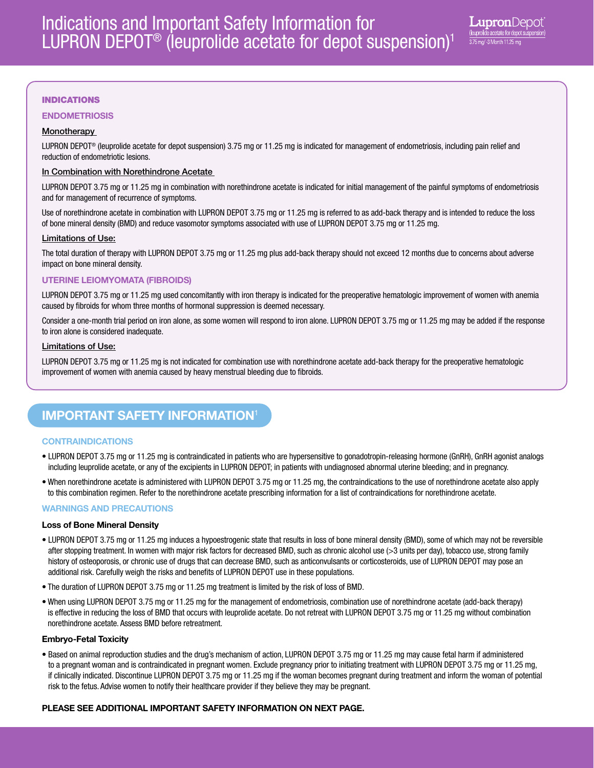# Indications and Important Safety Information for LUPRON DEPOT® (leuprolide acetate for depot suspension)[1]

## INDICATIONS

### ENDOMETRIOSIS

**Monotherapy**

LUPRON DEPOT® (leuprolide acetate for depot suspension) 3.75 mg or 11.25 mg is indicated for management of endometriosis, including pain relief and reduction of endometriotic lesions.

**In Combination with Norethindrone Acetate**

LUPRON DEPOT 3.75 mg or 11.25 mg in combination with norethindrone acetate is indicated for initial management of the painful symptoms of endometriosis and for management of recurrence of symptoms.

Use of norethindrone acetate in combination with LUPRON DEPOT 3.75 mg or 11.25 mg is referred to as add-back therapy and is intended to reduce the loss of bone mineral density (BMD) and reduce vasomotor symptoms associated with use of LUPRON DEPOT 3.75 mg or 11.25 mg.

**Limitations of Use:**

The total duration of therapy with LUPRON DEPOT 3.75 mg or 11.25 mg plus add-back therapy should not exceed 12 months due to concerns about adverse impact on bone mineral density.

### UTERINE LEIOMYOMATA (FIBROIDS)

LUPRON DEPOT 3.75 mg or 11.25 mg used concomitantly with iron therapy is indicated for the preoperative hematologic improvement of women with anemia caused by fibroids for whom three months of hormonal suppression is deemed necessary.

Consider a one-month trial period on iron alone, as some women will respond to iron alone. LUPRON DEPOT 3.75 mg or 11.25 mg may be added if the response to iron alone is considered inadequate.

**Limitations of Use:**

LUPRON DEPOT 3.75 mg or 11.25 mg is not indicated for combination use with norethindrone acetate add-back therapy for the preoperative hematologic improvement of women with anemia caused by heavy menstrual bleeding due to fibroids.

## IMPORTANT SAFETY INFORMATION[1]

### CONTRAINDICATIONS

- LUPRON DEPOT 3.75 mg or 11.25 mg is contraindicated in patients who are hypersensitive to gonadotropin-releasing hormone (GnRH), GnRH agonist analogs including leuprolide acetate, or any of the excipients in LUPRON DEPOT; in patients with undiagnosed abnormal uterine bleeding; and in pregnancy.
- When norethindrone acetate is administered with LUPRON DEPOT 3.75 mg or 11.25 mg, the contraindications to the use of norethindrone acetate also apply to this combination regimen. Refer to the norethindrone acetate prescribing information for a list of contraindications for norethindrone acetate.

### WARNINGS AND PRECAUTIONS

**Loss of Bone Mineral Density**

- LUPRON DEPOT 3.75 mg or 11.25 mg induces a hypoestrogenic state that results in loss of bone mineral density (BMD), some of which may not be reversible after stopping treatment. In women with major risk factors for decreased BMD, such as chronic alcohol use (>3 units per day), tobacco use, strong family history of osteoporosis, or chronic use of drugs that can decrease BMD, such as anticonvulsants or corticosteroids, use of LUPRON DEPOT may pose an additional risk. Carefully weigh the risks and benefits of LUPRON DEPOT use in these populations.
- The duration of LUPRON DEPOT 3.75 mg or 11.25 mg treatment is limited by the risk of loss of BMD.
- When using LUPRON DEPOT 3.75 mg or 11.25 mg for the management of endometriosis, combination use of norethindrone acetate (add-back therapy) is effective in reducing the loss of BMD that occurs with leuprolide acetate. Do not retreat with LUPRON DEPOT 3.75 mg or 11.25 mg without combination norethindrone acetate. Assess BMD before retreatment.

**Embryo-Fetal Toxicity**

- Based on animal reproduction studies and the drug's mechanism of action, LUPRON DEPOT 3.75 mg or 11.25 mg may cause fetal harm if administered to a pregnant woman and is contraindicated in pregnant women. Exclude pregnancy prior to initiating treatment with LUPRON DEPOT 3.75 mg or 11.25 mg, if clinically indicated. Discontinue LUPRON DEPOT 3.75 mg or 11.25 mg if the woman becomes pregnant during treatment and inform the woman of potential risk to the fetus. Advise women to notify their healthcare provider if they believe they may be pregnant.

**PLEASE SEE ADDITIONAL IMPORTANT SAFETY INFORMATION ON NEXT PAGE.**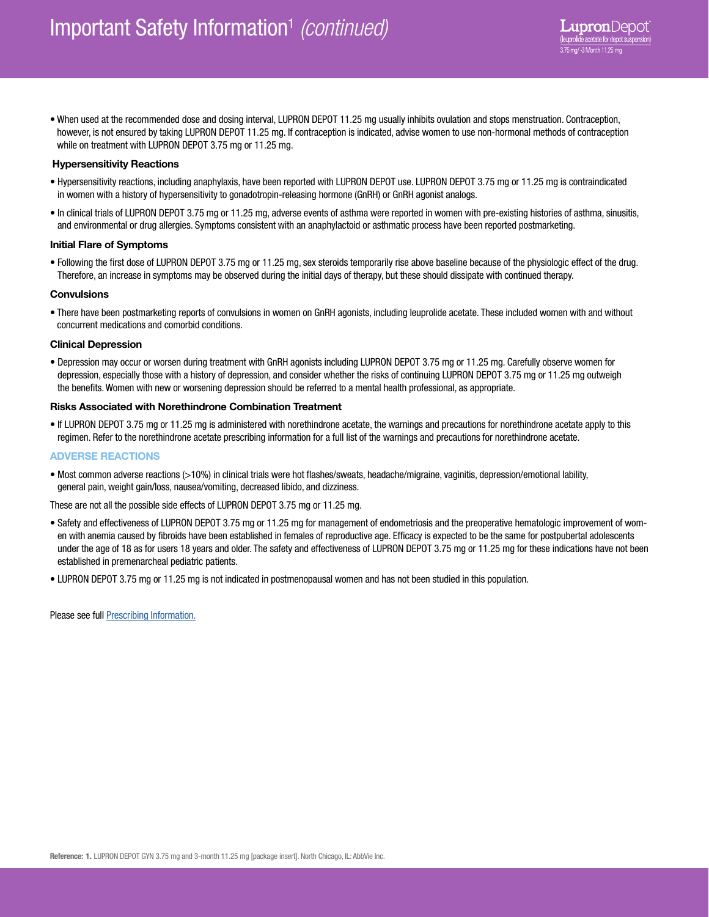# Important Safety Information[1] *(continued)*

- When used at the recommended dose and dosing interval, LUPRON DEPOT 11.25 mg usually inhibits ovulation and stops menstruation. Contraception, however, is not ensured by taking LUPRON DEPOT 11.25 mg. If contraception is indicated, advise women to use non-hormonal methods of contraception while on treatment with LUPRON DEPOT 3.75 mg or 11.25 mg.

### Hypersensitivity Reactions

- Hypersensitivity reactions, including anaphylaxis, have been reported with LUPRON DEPOT use. LUPRON DEPOT 3.75 mg or 11.25 mg is contraindicated in women with a history of hypersensitivity to gonadotropin-releasing hormone (GnRH) or GnRH agonist analogs.
- In clinical trials of LUPRON DEPOT 3.75 mg or 11.25 mg, adverse events of asthma were reported in women with pre-existing histories of asthma, sinusitis, and environmental or drug allergies. Symptoms consistent with an anaphylactoid or asthmatic process have been reported postmarketing.

### Initial Flare of Symptoms

- Following the first dose of LUPRON DEPOT 3.75 mg or 11.25 mg, sex steroids temporarily rise above baseline because of the physiologic effect of the drug. Therefore, an increase in symptoms may be observed during the initial days of therapy, but these should dissipate with continued therapy.

### Convulsions

- There have been postmarketing reports of convulsions in women on GnRH agonists, including leuprolide acetate. These included women with and without concurrent medications and comorbid conditions.

### Clinical Depression

- Depression may occur or worsen during treatment with GnRH agonists including LUPRON DEPOT 3.75 mg or 11.25 mg. Carefully observe women for depression, especially those with a history of depression, and consider whether the risks of continuing LUPRON DEPOT 3.75 mg or 11.25 mg outweigh the benefits. Women with new or worsening depression should be referred to a mental health professional, as appropriate.

### Risks Associated with Norethindrone Combination Treatment

- If LUPRON DEPOT 3.75 mg or 11.25 mg is administered with norethindrone acetate, the warnings and precautions for norethindrone acetate apply to this regimen. Refer to the norethindrone acetate prescribing information for a full list of the warnings and precautions for norethindrone acetate.

## ADVERSE REACTIONS

- Most common adverse reactions (>10%) in clinical trials were hot flashes/sweats, headache/migraine, vaginitis, depression/emotional lability, general pain, weight gain/loss, nausea/vomiting, decreased libido, and dizziness.

These are not all the possible side effects of LUPRON DEPOT 3.75 mg or 11.25 mg.

- Safety and effectiveness of LUPRON DEPOT 3.75 mg or 11.25 mg for management of endometriosis and the preoperative hematologic improvement of women with anemia caused by fibroids have been established in females of reproductive age. Efficacy is expected to be the same for postpubertal adolescents under the age of 18 as for users 18 years and older. The safety and effectiveness of LUPRON DEPOT 3.75 mg or 11.25 mg for these indications have not been established in premenarcheal pediatric patients.
- LUPRON DEPOT 3.75 mg or 11.25 mg is not indicated in postmenopausal women and has not been studied in this population.

Please see full Prescribing Information.

**Reference: 1.** LUPRON DEPOT GYN 3.75 mg and 3-month 11.25 mg [package insert]. North Chicago, IL: AbbVie Inc.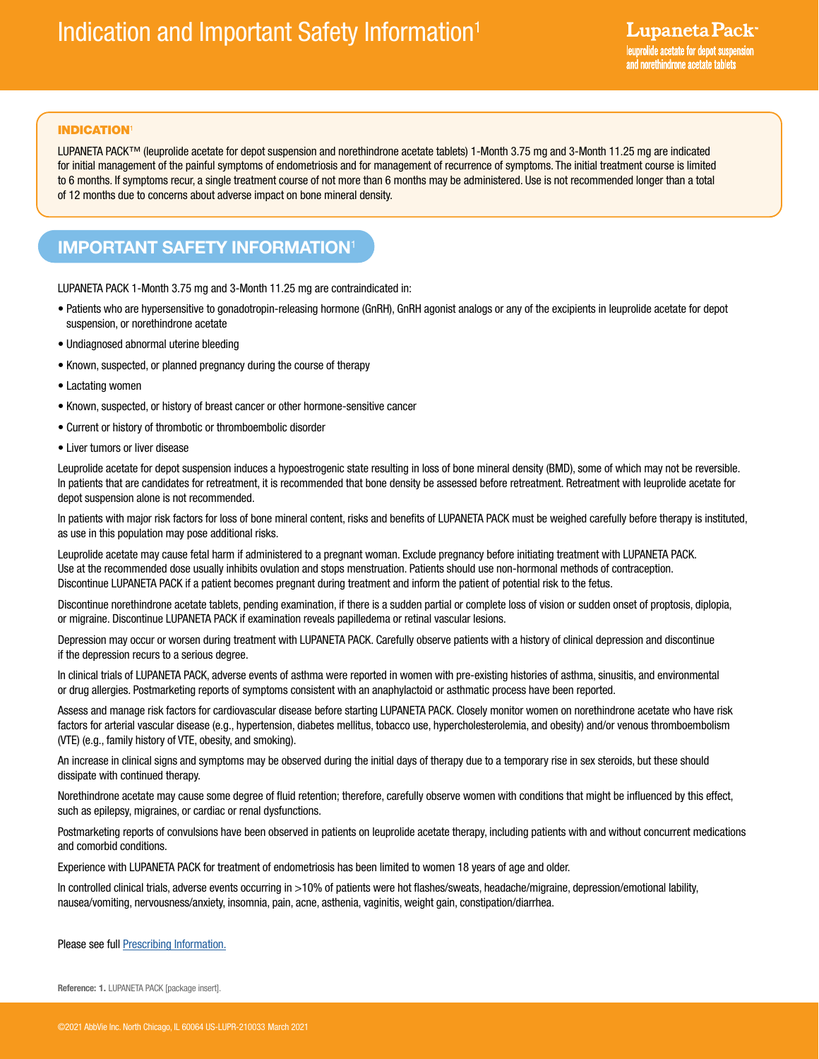# Indication and Important Safety Information[1]

**Lupaneta Pack™**
leuprolide acetate for depot suspension and norethindrone acetate tablets

## INDICATION[1]

LUPANETA PACK™ (leuprolide acetate for depot suspension and norethindrone acetate tablets) 1-Month 3.75 mg and 3-Month 11.25 mg are indicated for initial management of the painful symptoms of endometriosis and for management of recurrence of symptoms. The initial treatment course is limited to 6 months. If symptoms recur, a single treatment course of not more than 6 months may be administered. Use is not recommended longer than a total of 12 months due to concerns about adverse impact on bone mineral density.

## IMPORTANT SAFETY INFORMATION[1]

LUPANETA PACK 1-Month 3.75 mg and 3-Month 11.25 mg are contraindicated in:

- Patients who are hypersensitive to gonadotropin-releasing hormone (GnRH), GnRH agonist analogs or any of the excipients in leuprolide acetate for depot suspension, or norethindrone acetate
- Undiagnosed abnormal uterine bleeding
- Known, suspected, or planned pregnancy during the course of therapy
- Lactating women
- Known, suspected, or history of breast cancer or other hormone-sensitive cancer
- Current or history of thrombotic or thromboembolic disorder
- Liver tumors or liver disease

Leuprolide acetate for depot suspension induces a hypoestrogenic state resulting in loss of bone mineral density (BMD), some of which may not be reversible. In patients that are candidates for retreatment, it is recommended that bone density be assessed before retreatment. Retreatment with leuprolide acetate for depot suspension alone is not recommended.

In patients with major risk factors for loss of bone mineral content, risks and benefits of LUPANETA PACK must be weighed carefully before therapy is instituted, as use in this population may pose additional risks.

Leuprolide acetate may cause fetal harm if administered to a pregnant woman. Exclude pregnancy before initiating treatment with LUPANETA PACK. Use at the recommended dose usually inhibits ovulation and stops menstruation. Patients should use non-hormonal methods of contraception. Discontinue LUPANETA PACK if a patient becomes pregnant during treatment and inform the patient of potential risk to the fetus.

Discontinue norethindrone acetate tablets, pending examination, if there is a sudden partial or complete loss of vision or sudden onset of proptosis, diplopia, or migraine. Discontinue LUPANETA PACK if examination reveals papilledema or retinal vascular lesions.

Depression may occur or worsen during treatment with LUPANETA PACK. Carefully observe patients with a history of clinical depression and discontinue if the depression recurs to a serious degree.

In clinical trials of LUPANETA PACK, adverse events of asthma were reported in women with pre-existing histories of asthma, sinusitis, and environmental or drug allergies. Postmarketing reports of symptoms consistent with an anaphylactoid or asthmatic process have been reported.

Assess and manage risk factors for cardiovascular disease before starting LUPANETA PACK. Closely monitor women on norethindrone acetate who have risk factors for arterial vascular disease (e.g., hypertension, diabetes mellitus, tobacco use, hypercholesterolemia, and obesity) and/or venous thromboembolism (VTE) (e.g., family history of VTE, obesity, and smoking).

An increase in clinical signs and symptoms may be observed during the initial days of therapy due to a temporary rise in sex steroids, but these should dissipate with continued therapy.

Norethindrone acetate may cause some degree of fluid retention; therefore, carefully observe women with conditions that might be influenced by this effect, such as epilepsy, migraines, or cardiac or renal dysfunctions.

Postmarketing reports of convulsions have been observed in patients on leuprolide acetate therapy, including patients with and without concurrent medications and comorbid conditions.

Experience with LUPANETA PACK for treatment of endometriosis has been limited to women 18 years of age and older.

In controlled clinical trials, adverse events occurring in >10% of patients were hot flashes/sweats, headache/migraine, depression/emotional lability, nausea/vomiting, nervousness/anxiety, insomnia, pain, acne, asthenia, vaginitis, weight gain, constipation/diarrhea.

Please see full Prescribing Information.

**Reference: 1.** LUPANETA PACK [package insert].

©2021 AbbVie Inc. North Chicago, IL 60064 US-LUPR-210033 March 2021